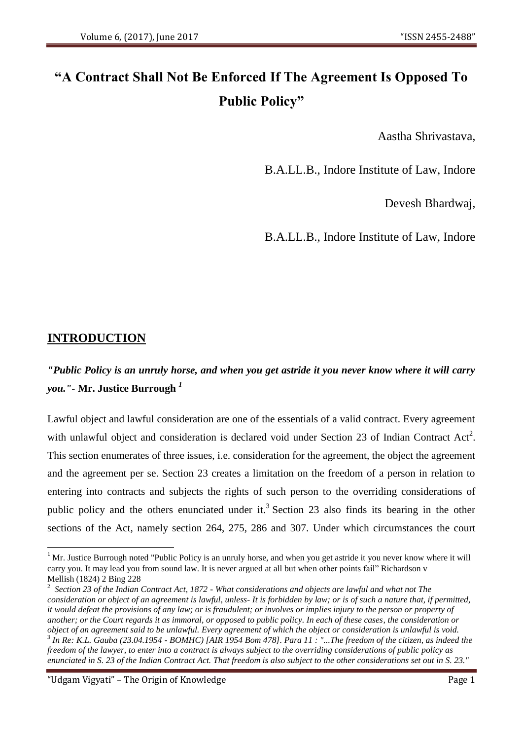# "A Contract Shall Not Be Enforced If The Agreement Is Opposed To Public Policy"

Aastha Shrivastava,

B.A.LL.B., Indore Institute of Law, Indore

Devesh Bhardwaj,

B.A.LL.B., Indore Institute of Law, Indore

## INTRODUCTION

***"Public Policy is an unruly horse, and when you get astride it you never know where it will carry you."*- Mr. Justice Burrough** [1]

Lawful object and lawful consideration are one of the essentials of a valid contract. Every agreement with unlawful object and consideration is declared void under Section 23 of Indian Contract Act[2]. This section enumerates of three issues, i.e. consideration for the agreement, the object the agreement and the agreement per se. Section 23 creates a limitation on the freedom of a person in relation to entering into contracts and subjects the rights of such person to the overriding considerations of public policy and the others enunciated under it.[3] Section 23 also finds its bearing in the other sections of the Act, namely section 264, 275, 286 and 307. Under which circumstances the court

---

[1] Mr. Justice Burrough noted "Public Policy is an unruly horse, and when you get astride it you never know where it will carry you. It may lead you from sound law. It is never argued at all but when other points fail" Richardson v Mellish (1824) 2 Bing 228

[2] *Section 23 of the Indian Contract Act, 1872 - What considerations and objects are lawful and what not The consideration or object of an agreement is lawful, unless- It is forbidden by law; or is of such a nature that, if permitted, it would defeat the provisions of any law; or is fraudulent; or involves or implies injury to the person or property of another; or the Court regards it as immoral, or opposed to public policy. In each of these cases, the consideration or object of an agreement said to be unlawful. Every agreement of which the object or consideration is unlawful is void.*

[3] *In Re: K.L. Gauba (23.04.1954 - BOMHC) [AIR 1954 Bom 478]. Para 11 : "...The freedom of the citizen, as indeed the freedom of the lawyer, to enter into a contract is always subject to the overriding considerations of public policy as enunciated in S. 23 of the Indian Contract Act. That freedom is also subject to the other considerations set out in S. 23."*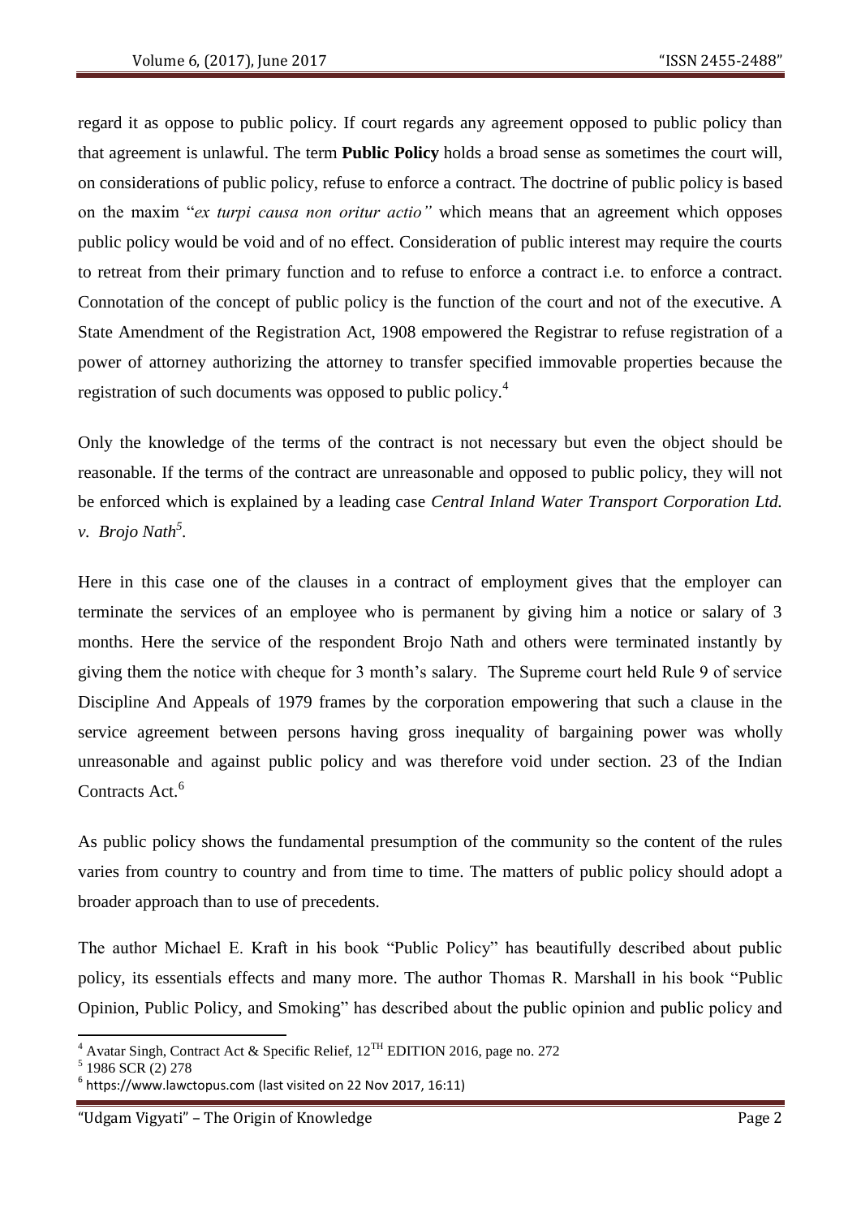regard it as oppose to public policy. If court regards any agreement opposed to public policy than that agreement is unlawful. The term **Public Policy** holds a broad sense as sometimes the court will, on considerations of public policy, refuse to enforce a contract. The doctrine of public policy is based on the maxim "*ex turpi causa non oritur actio"* which means that an agreement which opposes public policy would be void and of no effect. Consideration of public interest may require the courts to retreat from their primary function and to refuse to enforce a contract i.e. to enforce a contract. Connotation of the concept of public policy is the function of the court and not of the executive. A State Amendment of the Registration Act, 1908 empowered the Registrar to refuse registration of a power of attorney authorizing the attorney to transfer specified immovable properties because the registration of such documents was opposed to public policy.[4]

Only the knowledge of the terms of the contract is not necessary but even the object should be reasonable. If the terms of the contract are unreasonable and opposed to public policy, they will not be enforced which is explained by a leading case *Central Inland Water Transport Corporation Ltd. v. Brojo Nath*[5].

Here in this case one of the clauses in a contract of employment gives that the employer can terminate the services of an employee who is permanent by giving him a notice or salary of 3 months. Here the service of the respondent Brojo Nath and others were terminated instantly by giving them the notice with cheque for 3 month's salary. The Supreme court held Rule 9 of service Discipline And Appeals of 1979 frames by the corporation empowering that such a clause in the service agreement between persons having gross inequality of bargaining power was wholly unreasonable and against public policy and was therefore void under section. 23 of the Indian Contracts Act.[6]

As public policy shows the fundamental presumption of the community so the content of the rules varies from country to country and from time to time. The matters of public policy should adopt a broader approach than to use of precedents.

The author Michael E. Kraft in his book "Public Policy" has beautifully described about public policy, its essentials effects and many more. The author Thomas R. Marshall in his book "Public Opinion, Public Policy, and Smoking" has described about the public opinion and public policy and

---

[4] Avatar Singh, Contract Act & Specific Relief, 12TH EDITION 2016, page no. 272

[5] 1986 SCR (2) 278

[6] https://www.lawctopus.com (last visited on 22 Nov 2017, 16:11)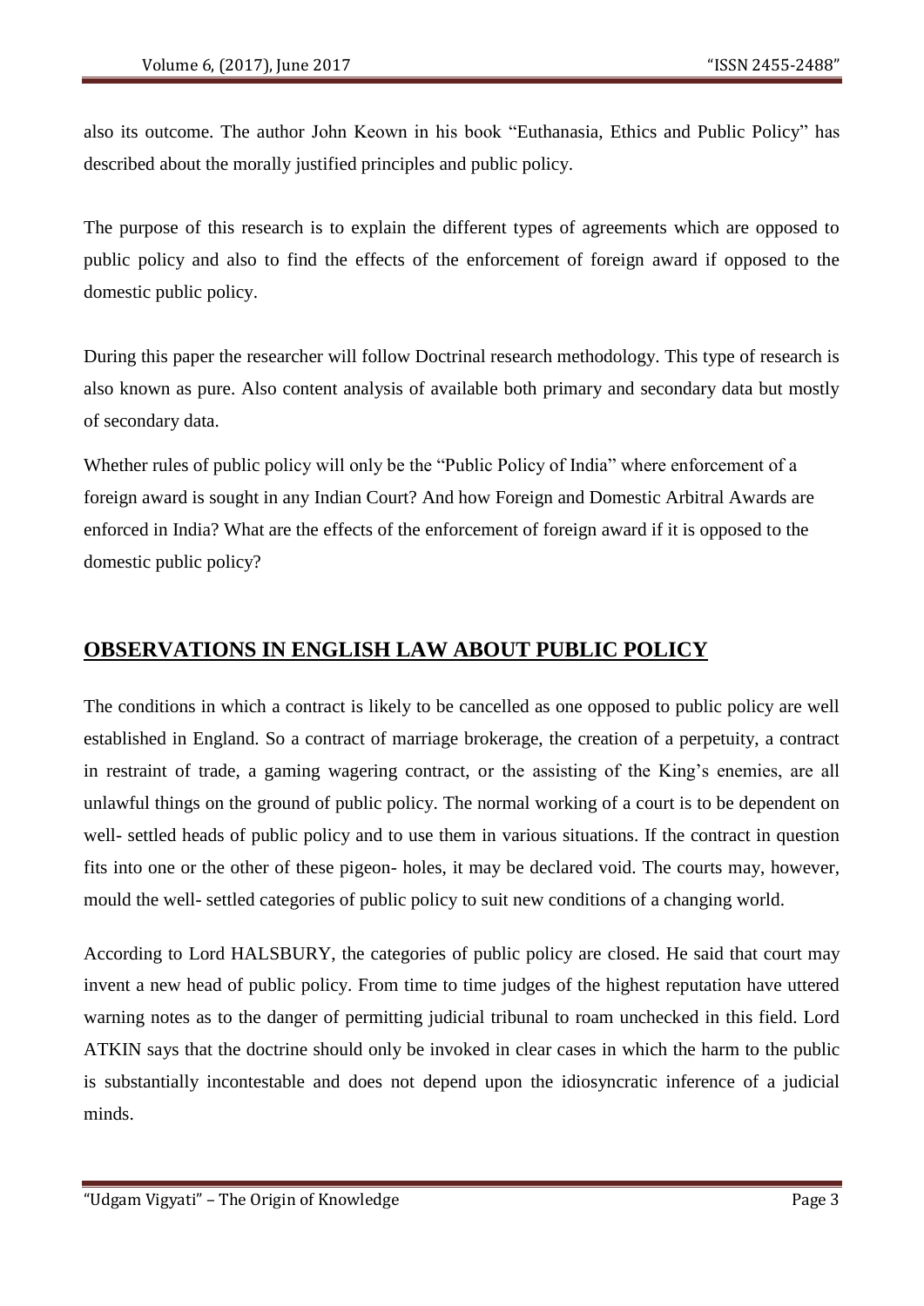also its outcome. The author John Keown in his book "Euthanasia, Ethics and Public Policy" has described about the morally justified principles and public policy.

The purpose of this research is to explain the different types of agreements which are opposed to public policy and also to find the effects of the enforcement of foreign award if opposed to the domestic public policy.

During this paper the researcher will follow Doctrinal research methodology. This type of research is also known as pure. Also content analysis of available both primary and secondary data but mostly of secondary data.

Whether rules of public policy will only be the "Public Policy of India" where enforcement of a foreign award is sought in any Indian Court? And how Foreign and Domestic Arbitral Awards are enforced in India? What are the effects of the enforcement of foreign award if it is opposed to the domestic public policy?

## OBSERVATIONS IN ENGLISH LAW ABOUT PUBLIC POLICY

The conditions in which a contract is likely to be cancelled as one opposed to public policy are well established in England. So a contract of marriage brokerage, the creation of a perpetuity, a contract in restraint of trade, a gaming wagering contract, or the assisting of the King's enemies, are all unlawful things on the ground of public policy. The normal working of a court is to be dependent on well- settled heads of public policy and to use them in various situations. If the contract in question fits into one or the other of these pigeon- holes, it may be declared void. The courts may, however, mould the well- settled categories of public policy to suit new conditions of a changing world.

According to Lord HALSBURY, the categories of public policy are closed. He said that court may invent a new head of public policy. From time to time judges of the highest reputation have uttered warning notes as to the danger of permitting judicial tribunal to roam unchecked in this field. Lord ATKIN says that the doctrine should only be invoked in clear cases in which the harm to the public is substantially incontestable and does not depend upon the idiosyncratic inference of a judicial minds.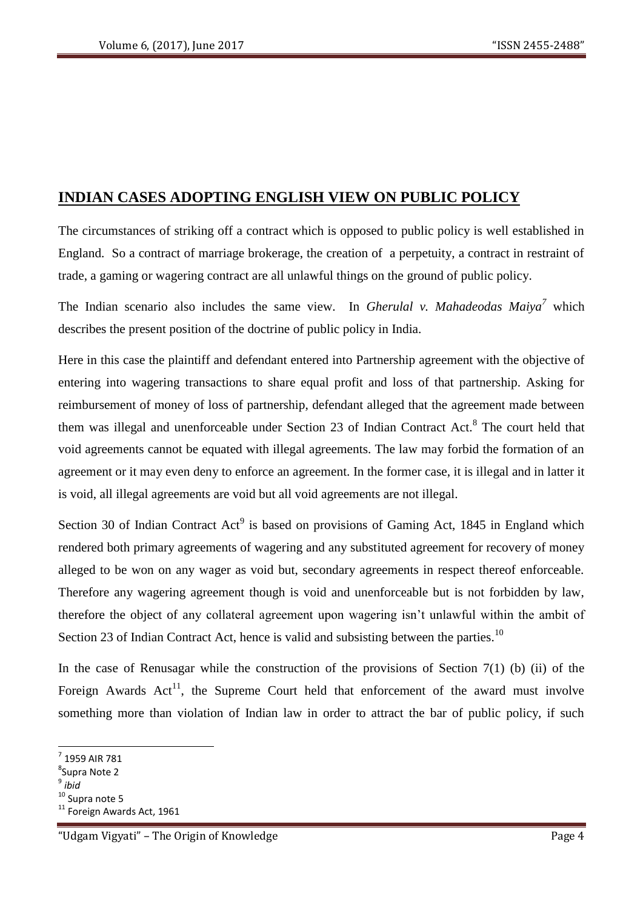## INDIAN CASES ADOPTING ENGLISH VIEW ON PUBLIC POLICY

The circumstances of striking off a contract which is opposed to public policy is well established in England. So a contract of marriage brokerage, the creation of a perpetuity, a contract in restraint of trade, a gaming or wagering contract are all unlawful things on the ground of public policy.

The Indian scenario also includes the same view. In *Gherulal v. Mahadeodas Maiya*[7] which describes the present position of the doctrine of public policy in India.

Here in this case the plaintiff and defendant entered into Partnership agreement with the objective of entering into wagering transactions to share equal profit and loss of that partnership. Asking for reimbursement of money of loss of partnership, defendant alleged that the agreement made between them was illegal and unenforceable under Section 23 of Indian Contract Act.[8] The court held that void agreements cannot be equated with illegal agreements. The law may forbid the formation of an agreement or it may even deny to enforce an agreement. In the former case, it is illegal and in latter it is void, all illegal agreements are void but all void agreements are not illegal.

Section 30 of Indian Contract Act[9] is based on provisions of Gaming Act, 1845 in England which rendered both primary agreements of wagering and any substituted agreement for recovery of money alleged to be won on any wager as void but, secondary agreements in respect thereof enforceable. Therefore any wagering agreement though is void and unenforceable but is not forbidden by law, therefore the object of any collateral agreement upon wagering isn't unlawful within the ambit of Section 23 of Indian Contract Act, hence is valid and subsisting between the parties.[10]

In the case of Renusagar while the construction of the provisions of Section 7(1) (b) (ii) of the Foreign Awards Act[11], the Supreme Court held that enforcement of the award must involve something more than violation of Indian law in order to attract the bar of public policy, if such

---

[7] 1959 AIR 781

[8] Supra Note 2

[9] *ibid*

[10] Supra note 5

[11] Foreign Awards Act, 1961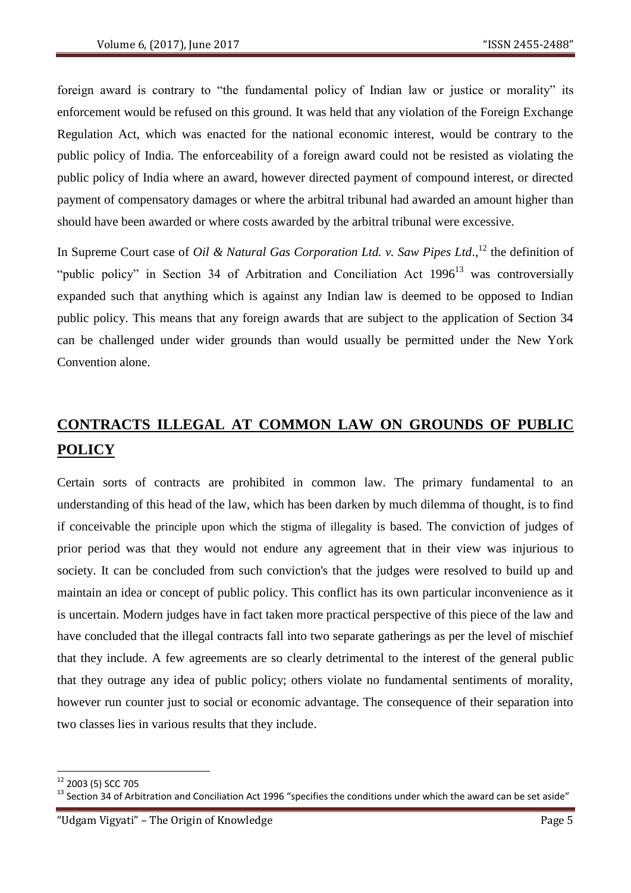foreign award is contrary to "the fundamental policy of Indian law or justice or morality" its enforcement would be refused on this ground. It was held that any violation of the Foreign Exchange Regulation Act, which was enacted for the national economic interest, would be contrary to the public policy of India. The enforceability of a foreign award could not be resisted as violating the public policy of India where an award, however directed payment of compound interest, or directed payment of compensatory damages or where the arbitral tribunal had awarded an amount higher than should have been awarded or where costs awarded by the arbitral tribunal were excessive.

In Supreme Court case of *Oil & Natural Gas Corporation Ltd. v. Saw Pipes Ltd*.,[12] the definition of "public policy" in Section 34 of Arbitration and Conciliation Act 1996[13] was controversially expanded such that anything which is against any Indian law is deemed to be opposed to Indian public policy. This means that any foreign awards that are subject to the application of Section 34 can be challenged under wider grounds than would usually be permitted under the New York Convention alone.

## CONTRACTS ILLEGAL AT COMMON LAW ON GROUNDS OF PUBLIC POLICY

Certain sorts of contracts are prohibited in common law. The primary fundamental to an understanding of this head of the law, which has been darken by much dilemma of thought, is to find if conceivable the principle upon which the stigma of illegality is based. The conviction of judges of prior period was that they would not endure any agreement that in their view was injurious to society. It can be concluded from such conviction's that the judges were resolved to build up and maintain an idea or concept of public policy. This conflict has its own particular inconvenience as it is uncertain. Modern judges have in fact taken more practical perspective of this piece of the law and have concluded that the illegal contracts fall into two separate gatherings as per the level of mischief that they include. A few agreements are so clearly detrimental to the interest of the general public that they outrage any idea of public policy; others violate no fundamental sentiments of morality, however run counter just to social or economic advantage. The consequence of their separation into two classes lies in various results that they include.

---

[12] 2003 (5) SCC 705

[13] Section 34 of Arbitration and Conciliation Act 1996 "specifies the conditions under which the award can be set aside"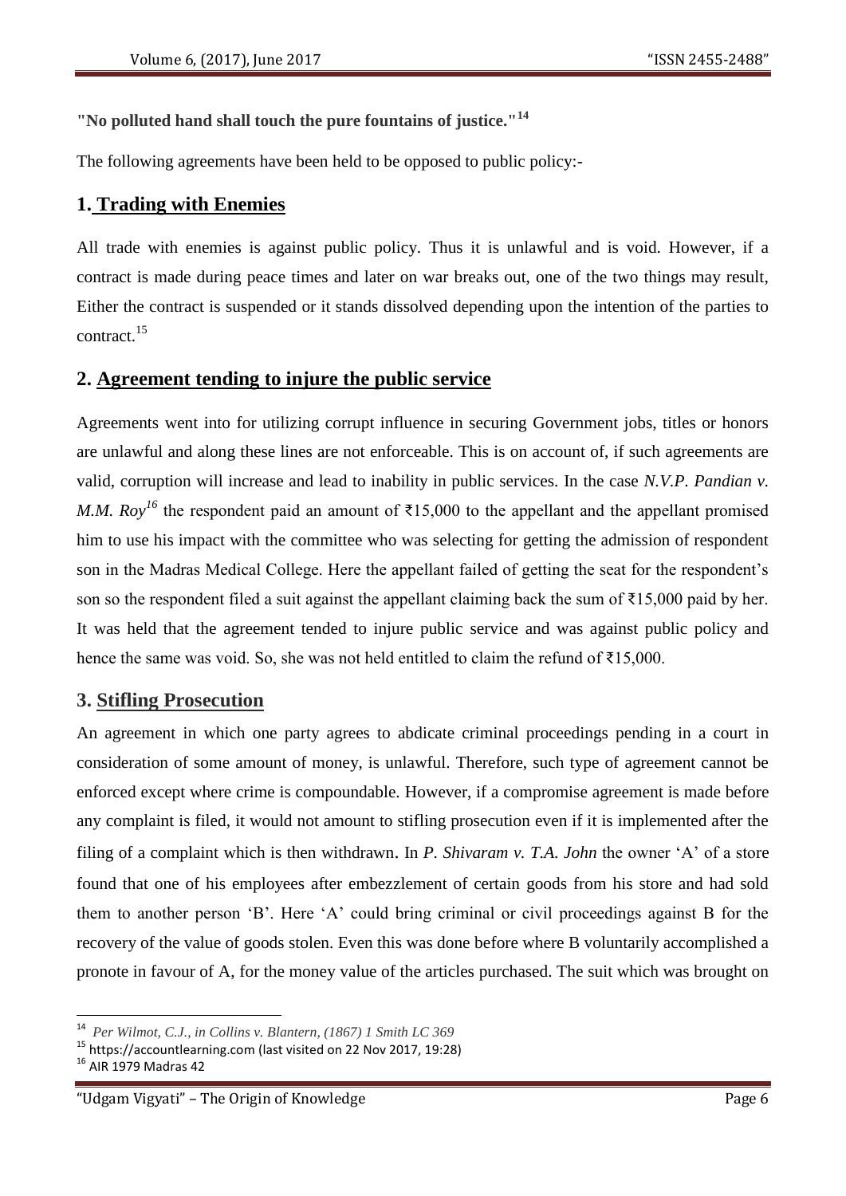**"No polluted hand shall touch the pure fountains of justice."**[14]

The following agreements have been held to be opposed to public policy:-

## 1. Trading with Enemies

All trade with enemies is against public policy. Thus it is unlawful and is void. However, if a contract is made during peace times and later on war breaks out, one of the two things may result, Either the contract is suspended or it stands dissolved depending upon the intention of the parties to contract.[15]

## 2. Agreement tending to injure the public service

Agreements went into for utilizing corrupt influence in securing Government jobs, titles or honors are unlawful and along these lines are not enforceable. This is on account of, if such agreements are valid, corruption will increase and lead to inability in public services. In the case *N.V.P. Pandian v. M.M. Roy*[16] the respondent paid an amount of ₹15,000 to the appellant and the appellant promised him to use his impact with the committee who was selecting for getting the admission of respondent son in the Madras Medical College. Here the appellant failed of getting the seat for the respondent's son so the respondent filed a suit against the appellant claiming back the sum of ₹15,000 paid by her. It was held that the agreement tended to injure public service and was against public policy and hence the same was void. So, she was not held entitled to claim the refund of ₹15,000.

## 3. Stifling Prosecution

An agreement in which one party agrees to abdicate criminal proceedings pending in a court in consideration of some amount of money, is unlawful. Therefore, such type of agreement cannot be enforced except where crime is compoundable. However, if a compromise agreement is made before any complaint is filed, it would not amount to stifling prosecution even if it is implemented after the filing of a complaint which is then withdrawn. In *P. Shivaram v. T.A. John* the owner 'A' of a store found that one of his employees after embezzlement of certain goods from his store and had sold them to another person 'B'. Here 'A' could bring criminal or civil proceedings against B for the recovery of the value of goods stolen. Even this was done before where B voluntarily accomplished a pronote in favour of A, for the money value of the articles purchased. The suit which was brought on

---

[14] *Per Wilmot, C.J., in Collins v. Blantern, (1867) 1 Smith LC 369*

[15] https://accountlearning.com (last visited on 22 Nov 2017, 19:28)

[16] AIR 1979 Madras 42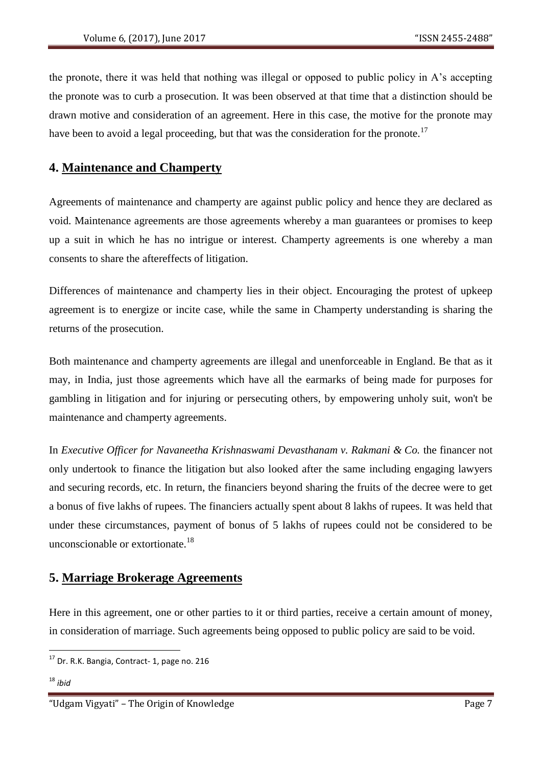the pronote, there it was held that nothing was illegal or opposed to public policy in A's accepting the pronote was to curb a prosecution. It was been observed at that time that a distinction should be drawn motive and consideration of an agreement. Here in this case, the motive for the pronote may have been to avoid a legal proceeding, but that was the consideration for the pronote.[17]

## 4. <u>Maintenance and Champerty</u>

Agreements of maintenance and champerty are against public policy and hence they are declared as void. Maintenance agreements are those agreements whereby a man guarantees or promises to keep up a suit in which he has no intrigue or interest. Champerty agreements is one whereby a man consents to share the aftereffects of litigation.

Differences of maintenance and champerty lies in their object. Encouraging the protest of upkeep agreement is to energize or incite case, while the same in Champerty understanding is sharing the returns of the prosecution.

Both maintenance and champerty agreements are illegal and unenforceable in England. Be that as it may, in India, just those agreements which have all the earmarks of being made for purposes for gambling in litigation and for injuring or persecuting others, by empowering unholy suit, won't be maintenance and champerty agreements.

In *Executive Officer for Navaneetha Krishnaswami Devasthanam v. Rakmani & Co.* the financer not only undertook to finance the litigation but also looked after the same including engaging lawyers and securing records, etc. In return, the financiers beyond sharing the fruits of the decree were to get a bonus of five lakhs of rupees. The financiers actually spent about 8 lakhs of rupees. It was held that under these circumstances, payment of bonus of 5 lakhs of rupees could not be considered to be unconscionable or extortionate.[18]

## 5. <u>Marriage Brokerage Agreements</u>

Here in this agreement, one or other parties to it or third parties, receive a certain amount of money, in consideration of marriage. Such agreements being opposed to public policy are said to be void.

---

[17] Dr. R.K. Bangia, Contract- 1, page no. 216

[18] *ibid*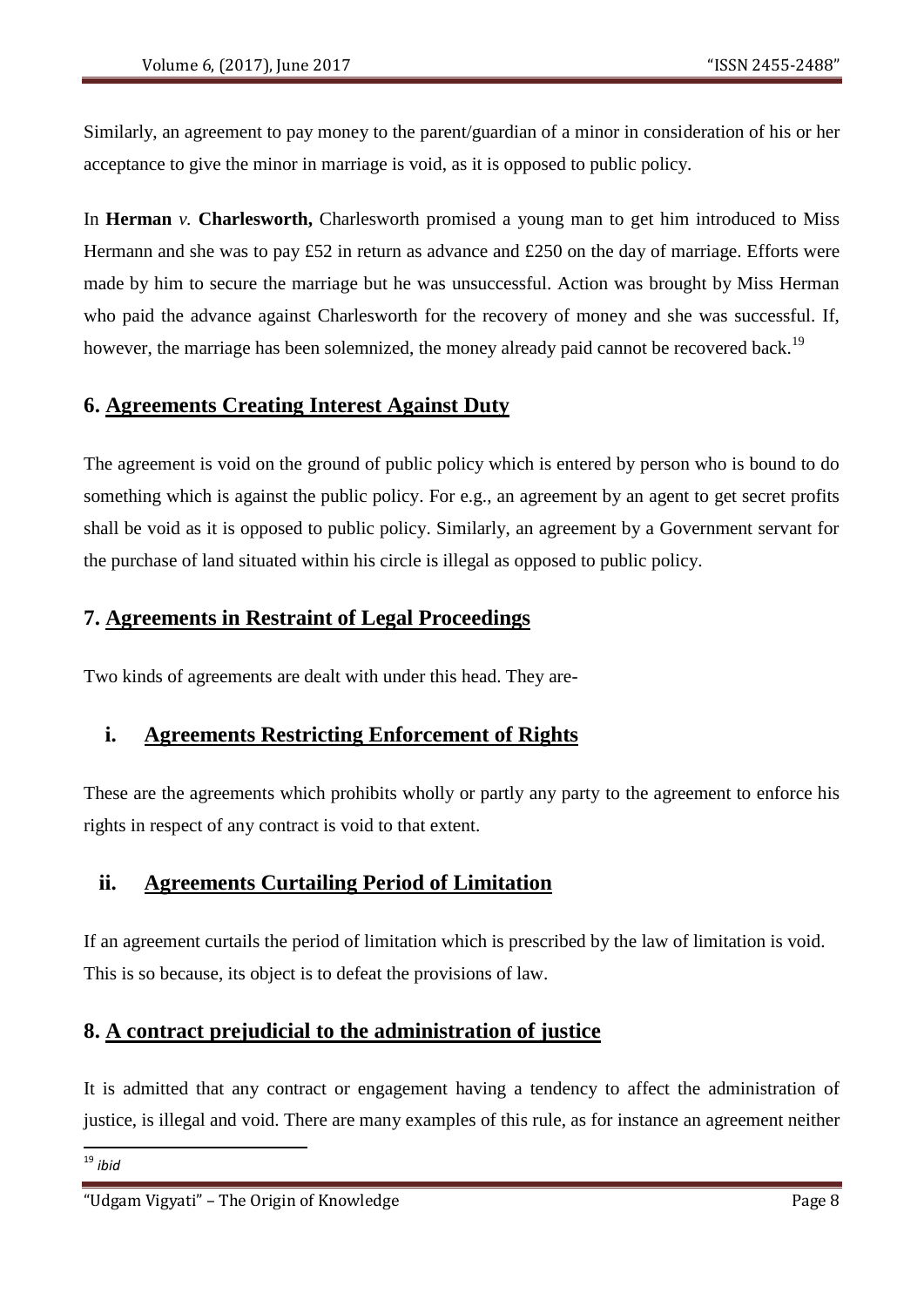Similarly, an agreement to pay money to the parent/guardian of a minor in consideration of his or her acceptance to give the minor in marriage is void, as it is opposed to public policy.

In **Herman** *v.* **Charlesworth,** Charlesworth promised a young man to get him introduced to Miss Hermann and she was to pay £52 in return as advance and £250 on the day of marriage. Efforts were made by him to secure the marriage but he was unsuccessful. Action was brought by Miss Herman who paid the advance against Charlesworth for the recovery of money and she was successful. If, however, the marriage has been solemnized, the money already paid cannot be recovered back.[19]

## 6. Agreements Creating Interest Against Duty

The agreement is void on the ground of public policy which is entered by person who is bound to do something which is against the public policy. For e.g., an agreement by an agent to get secret profits shall be void as it is opposed to public policy. Similarly, an agreement by a Government servant for the purchase of land situated within his circle is illegal as opposed to public policy.

## 7. Agreements in Restraint of Legal Proceedings

Two kinds of agreements are dealt with under this head. They are-

### i. Agreements Restricting Enforcement of Rights

These are the agreements which prohibits wholly or partly any party to the agreement to enforce his rights in respect of any contract is void to that extent.

### ii. Agreements Curtailing Period of Limitation

If an agreement curtails the period of limitation which is prescribed by the law of limitation is void. This is so because, its object is to defeat the provisions of law.

## 8. A contract prejudicial to the administration of justice

It is admitted that any contract or engagement having a tendency to affect the administration of justice, is illegal and void. There are many examples of this rule, as for instance an agreement neither

[19] *ibid*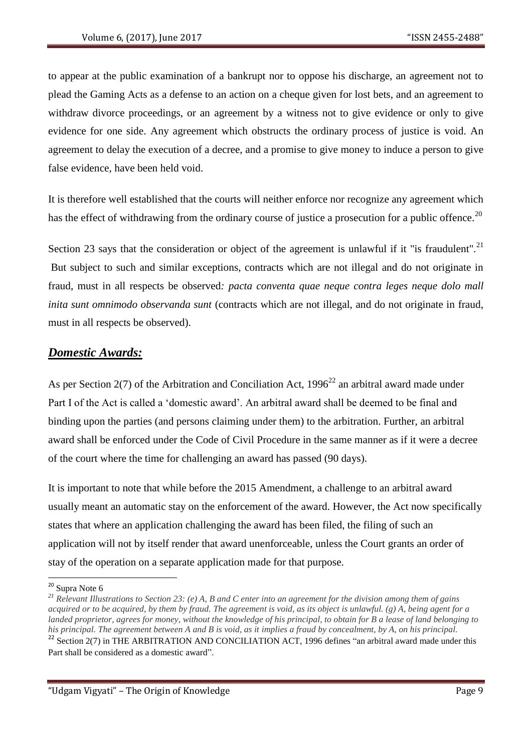to appear at the public examination of a bankrupt nor to oppose his discharge, an agreement not to plead the Gaming Acts as a defense to an action on a cheque given for lost bets, and an agreement to withdraw divorce proceedings, or an agreement by a witness not to give evidence or only to give evidence for one side. Any agreement which obstructs the ordinary process of justice is void. An agreement to delay the execution of a decree, and a promise to give money to induce a person to give false evidence, have been held void.

It is therefore well established that the courts will neither enforce nor recognize any agreement which has the effect of withdrawing from the ordinary course of justice a prosecution for a public offence.[20]

Section 23 says that the consideration or object of the agreement is unlawful if it "is fraudulent".[21] But subject to such and similar exceptions, contracts which are not illegal and do not originate in fraud, must in all respects be observed*: pacta conventa quae neque contra leges neque dolo mall inita sunt omnimodo observanda sunt* (contracts which are not illegal, and do not originate in fraud, must in all respects be observed).

## ***Domestic Awards:***

As per Section 2(7) of the Arbitration and Conciliation Act, 1996[22] an arbitral award made under Part I of the Act is called a 'domestic award'. An arbitral award shall be deemed to be final and binding upon the parties (and persons claiming under them) to the arbitration. Further, an arbitral award shall be enforced under the Code of Civil Procedure in the same manner as if it were a decree of the court where the time for challenging an award has passed (90 days).

It is important to note that while before the 2015 Amendment, a challenge to an arbitral award usually meant an automatic stay on the enforcement of the award. However, the Act now specifically states that where an application challenging the award has been filed, the filing of such an application will not by itself render that award unenforceable, unless the Court grants an order of stay of the operation on a separate application made for that purpose.

---

[20] Supra Note 6

[21] *Relevant Illustrations to Section 23: (e) A, B and C enter into an agreement for the division among them of gains acquired or to be acquired, by them by fraud. The agreement is void, as its object is unlawful. (g) A, being agent for a landed proprietor, agrees for money, without the knowledge of his principal, to obtain for B a lease of land belonging to his principal. The agreement between A and B is void, as it implies a fraud by concealment, by A, on his principal.*

[22] Section 2(7) in THE ARBITRATION AND CONCILIATION ACT, 1996 defines "an arbitral award made under this Part shall be considered as a domestic award".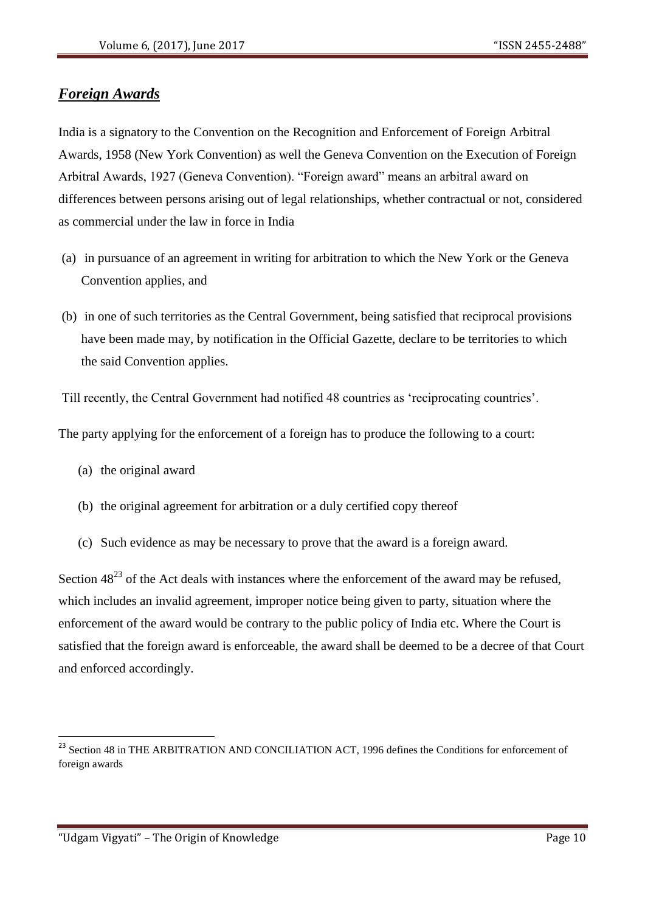## ***Foreign Awards***

India is a signatory to the Convention on the Recognition and Enforcement of Foreign Arbitral Awards, 1958 (New York Convention) as well the Geneva Convention on the Execution of Foreign Arbitral Awards, 1927 (Geneva Convention). "Foreign award" means an arbitral award on differences between persons arising out of legal relationships, whether contractual or not, considered as commercial under the law in force in India

(a) in pursuance of an agreement in writing for arbitration to which the New York or the Geneva Convention applies, and

(b) in one of such territories as the Central Government, being satisfied that reciprocal provisions have been made may, by notification in the Official Gazette, declare to be territories to which the said Convention applies.

Till recently, the Central Government had notified 48 countries as 'reciprocating countries'.

The party applying for the enforcement of a foreign has to produce the following to a court:

(a) the original award

(b) the original agreement for arbitration or a duly certified copy thereof

(c) Such evidence as may be necessary to prove that the award is a foreign award.

Section 48[23] of the Act deals with instances where the enforcement of the award may be refused, which includes an invalid agreement, improper notice being given to party, situation where the enforcement of the award would be contrary to the public policy of India etc. Where the Court is satisfied that the foreign award is enforceable, the award shall be deemed to be a decree of that Court and enforced accordingly.

---

[23] Section 48 in THE ARBITRATION AND CONCILIATION ACT, 1996 defines the Conditions for enforcement of foreign awards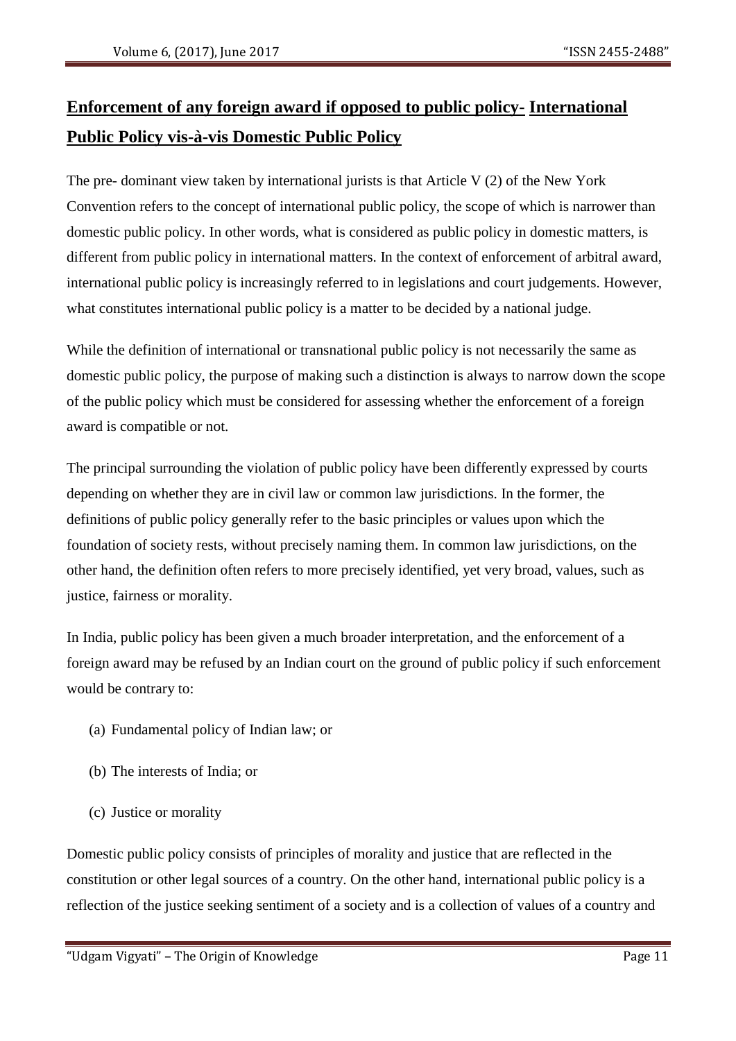## Enforcement of any foreign award if opposed to public policy- International Public Policy vis-à-vis Domestic Public Policy

The pre- dominant view taken by international jurists is that Article V (2) of the New York Convention refers to the concept of international public policy, the scope of which is narrower than domestic public policy. In other words, what is considered as public policy in domestic matters, is different from public policy in international matters. In the context of enforcement of arbitral award, international public policy is increasingly referred to in legislations and court judgements. However, what constitutes international public policy is a matter to be decided by a national judge.

While the definition of international or transnational public policy is not necessarily the same as domestic public policy, the purpose of making such a distinction is always to narrow down the scope of the public policy which must be considered for assessing whether the enforcement of a foreign award is compatible or not.

The principal surrounding the violation of public policy have been differently expressed by courts depending on whether they are in civil law or common law jurisdictions. In the former, the definitions of public policy generally refer to the basic principles or values upon which the foundation of society rests, without precisely naming them. In common law jurisdictions, on the other hand, the definition often refers to more precisely identified, yet very broad, values, such as justice, fairness or morality.

In India, public policy has been given a much broader interpretation, and the enforcement of a foreign award may be refused by an Indian court on the ground of public policy if such enforcement would be contrary to:

(a) Fundamental policy of Indian law; or

(b) The interests of India; or

(c) Justice or morality

Domestic public policy consists of principles of morality and justice that are reflected in the constitution or other legal sources of a country. On the other hand, international public policy is a reflection of the justice seeking sentiment of a society and is a collection of values of a country and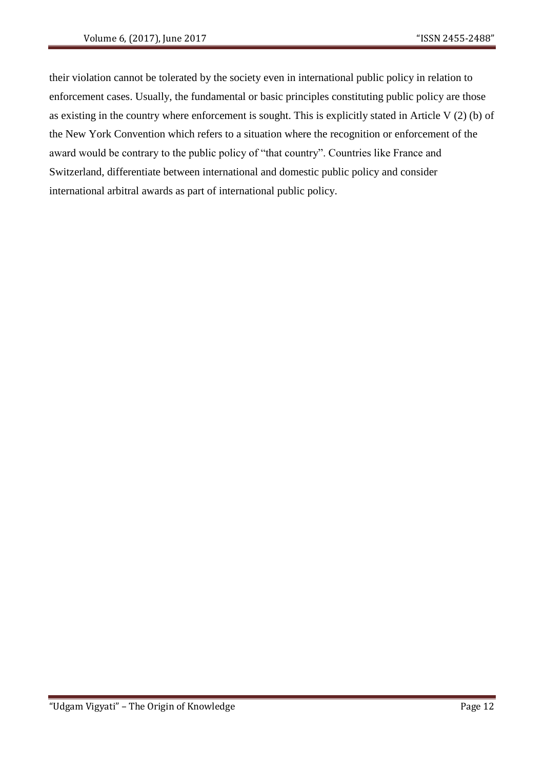their violation cannot be tolerated by the society even in international public policy in relation to enforcement cases. Usually, the fundamental or basic principles constituting public policy are those as existing in the country where enforcement is sought. This is explicitly stated in Article V (2) (b) of the New York Convention which refers to a situation where the recognition or enforcement of the award would be contrary to the public policy of "that country". Countries like France and Switzerland, differentiate between international and domestic public policy and consider international arbitral awards as part of international public policy.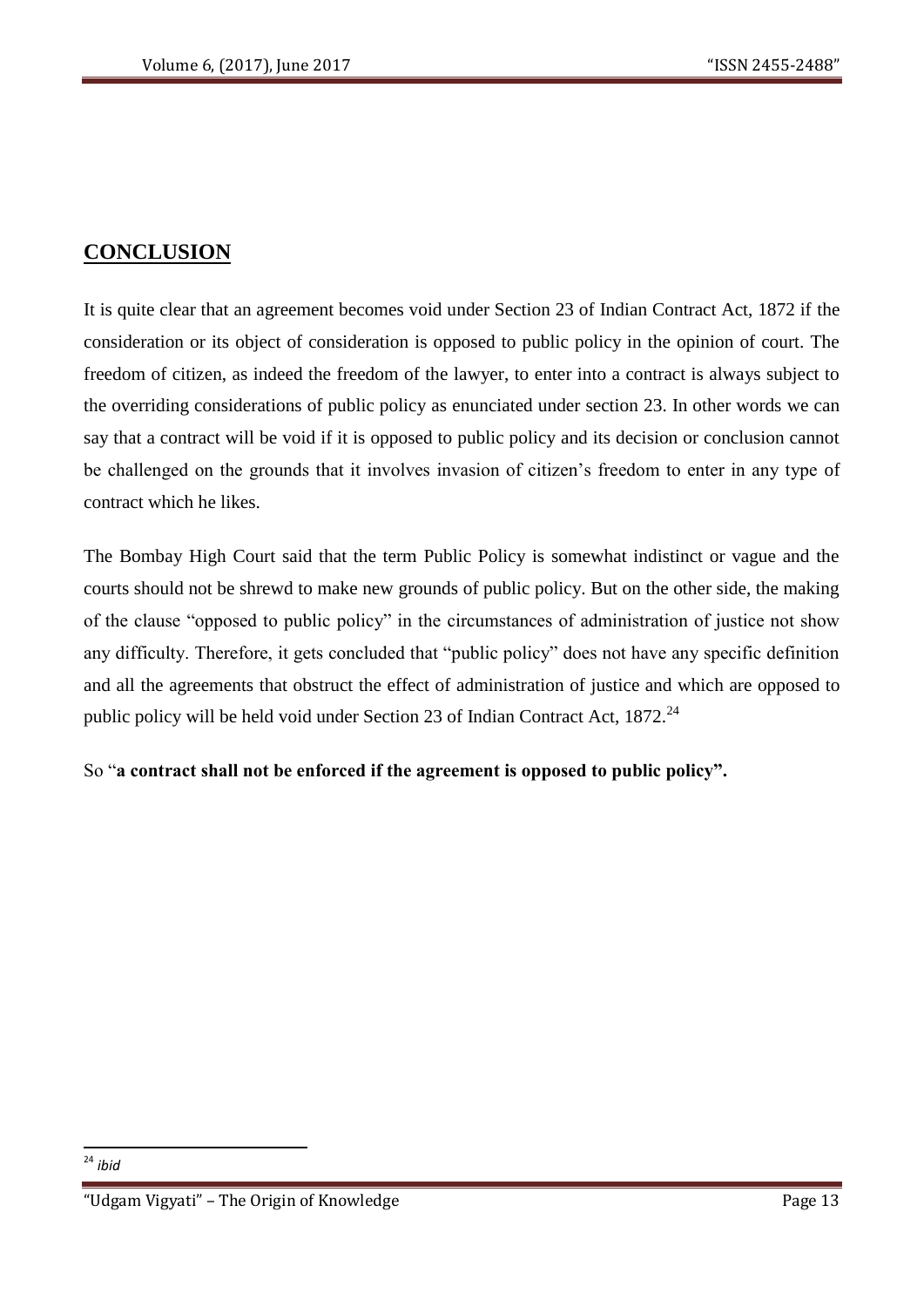## CONCLUSION

It is quite clear that an agreement becomes void under Section 23 of Indian Contract Act, 1872 if the consideration or its object of consideration is opposed to public policy in the opinion of court. The freedom of citizen, as indeed the freedom of the lawyer, to enter into a contract is always subject to the overriding considerations of public policy as enunciated under section 23. In other words we can say that a contract will be void if it is opposed to public policy and its decision or conclusion cannot be challenged on the grounds that it involves invasion of citizen's freedom to enter in any type of contract which he likes.

The Bombay High Court said that the term Public Policy is somewhat indistinct or vague and the courts should not be shrewd to make new grounds of public policy. But on the other side, the making of the clause "opposed to public policy" in the circumstances of administration of justice not show any difficulty. Therefore, it gets concluded that "public policy" does not have any specific definition and all the agreements that obstruct the effect of administration of justice and which are opposed to public policy will be held void under Section 23 of Indian Contract Act, 1872.[24]

So "**a contract shall not be enforced if the agreement is opposed to public policy".**

---

[24] *ibid*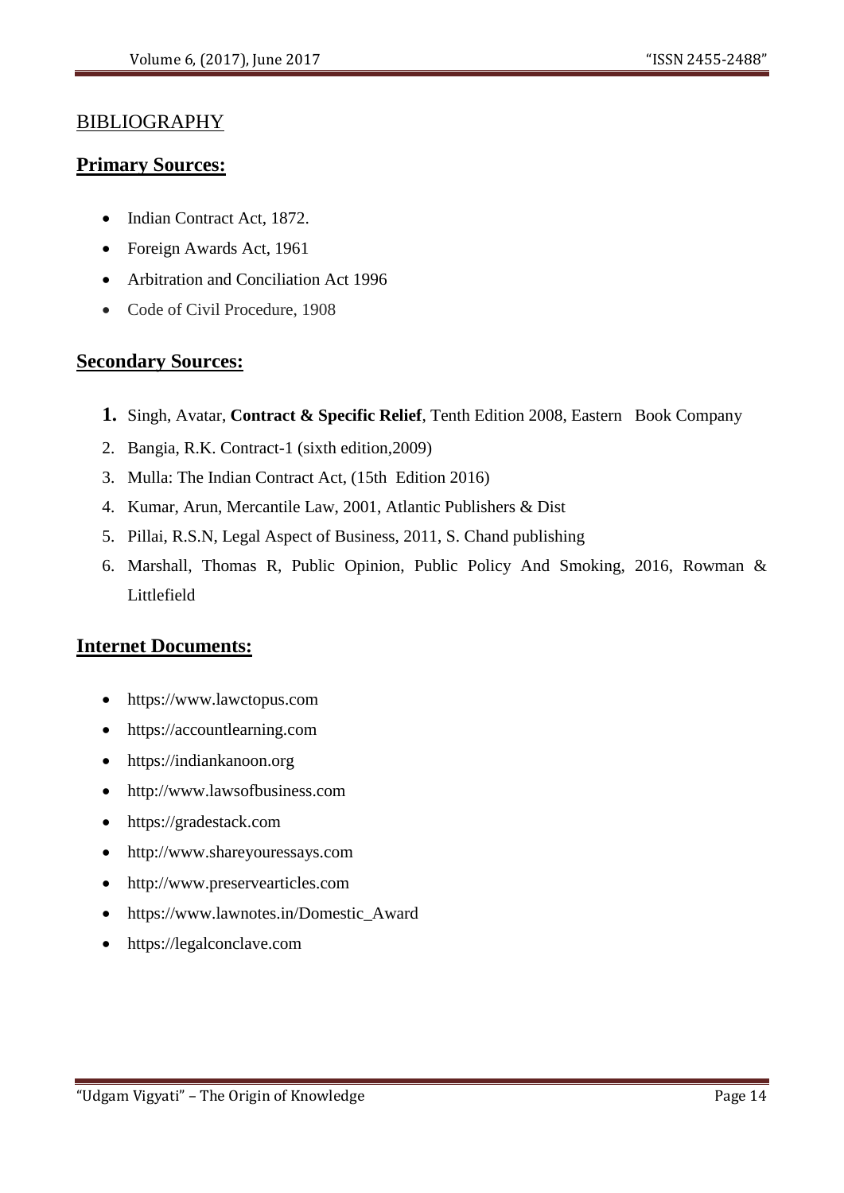## BIBLIOGRAPHY

### Primary Sources:

- Indian Contract Act, 1872.
- Foreign Awards Act, 1961
- Arbitration and Conciliation Act 1996
- Code of Civil Procedure, 1908

### Secondary Sources:

1. Singh, Avatar, **Contract & Specific Relief**, Tenth Edition 2008, Eastern Book Company
2. Bangia, R.K. Contract-1 (sixth edition,2009)
3. Mulla: The Indian Contract Act, (15th Edition 2016)
4. Kumar, Arun, Mercantile Law, 2001, Atlantic Publishers & Dist
5. Pillai, R.S.N, Legal Aspect of Business, 2011, S. Chand publishing
6. Marshall, Thomas R, Public Opinion, Public Policy And Smoking, 2016, Rowman & Littlefield

### Internet Documents:

- https://www.lawctopus.com
- https://accountlearning.com
- https://indiankanoon.org
- http://www.lawsofbusiness.com
- https://gradestack.com
- http://www.shareyouressays.com
- http://www.preservearticles.com
- https://www.lawnotes.in/Domestic_Award
- https://legalconclave.com